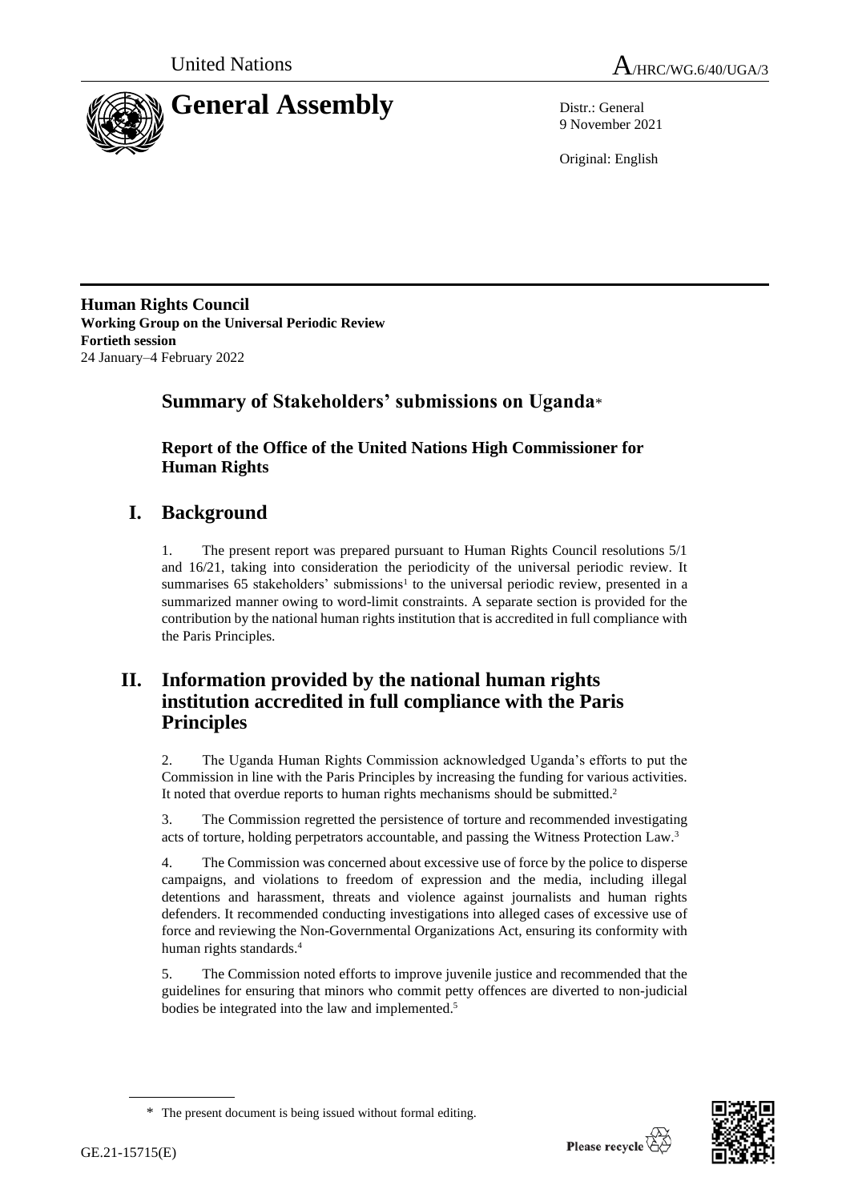United Nations A/HRC/WG.6/40/UGA/3

# General Assembly

Distr.: General
9 November 2021

Original: English

**Human Rights Council**
**Working Group on the Universal Periodic Review**
**Fortieth session**
24 January–4 February 2022

## Summary of Stakeholders' submissions on Uganda*

### Report of the Office of the United Nations High Commissioner for Human Rights

## I. Background

1. The present report was prepared pursuant to Human Rights Council resolutions 5/1 and 16/21, taking into consideration the periodicity of the universal periodic review. It summarises 65 stakeholders' submissions[1] to the universal periodic review, presented in a summarized manner owing to word-limit constraints. A separate section is provided for the contribution by the national human rights institution that is accredited in full compliance with the Paris Principles.

## II. Information provided by the national human rights institution accredited in full compliance with the Paris Principles

2. The Uganda Human Rights Commission acknowledged Uganda's efforts to put the Commission in line with the Paris Principles by increasing the funding for various activities. It noted that overdue reports to human rights mechanisms should be submitted.[2]

3. The Commission regretted the persistence of torture and recommended investigating acts of torture, holding perpetrators accountable, and passing the Witness Protection Law.[3]

4. The Commission was concerned about excessive use of force by the police to disperse campaigns, and violations to freedom of expression and the media, including illegal detentions and harassment, threats and violence against journalists and human rights defenders. It recommended conducting investigations into alleged cases of excessive use of force and reviewing the Non-Governmental Organizations Act, ensuring its conformity with human rights standards.[4]

5. The Commission noted efforts to improve juvenile justice and recommended that the guidelines for ensuring that minors who commit petty offences are diverted to non-judicial bodies be integrated into the law and implemented.[5]

* The present document is being issued without formal editing.

GE.21-15715(E)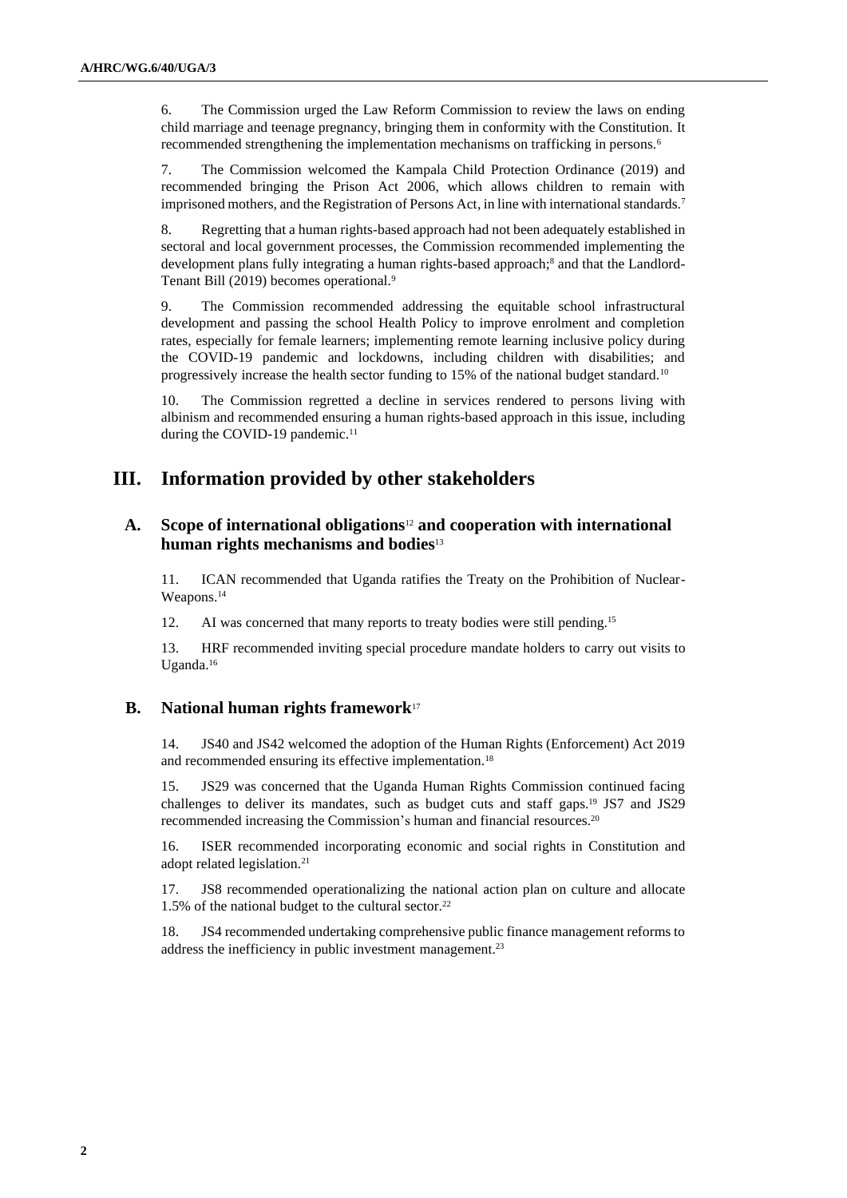6. The Commission urged the Law Reform Commission to review the laws on ending child marriage and teenage pregnancy, bringing them in conformity with the Constitution. It recommended strengthening the implementation mechanisms on trafficking in persons.[6]

7. The Commission welcomed the Kampala Child Protection Ordinance (2019) and recommended bringing the Prison Act 2006, which allows children to remain with imprisoned mothers, and the Registration of Persons Act, in line with international standards.[7]

8. Regretting that a human rights-based approach had not been adequately established in sectoral and local government processes, the Commission recommended implementing the development plans fully integrating a human rights-based approach;[8] and that the Landlord-Tenant Bill (2019) becomes operational.[9]

9. The Commission recommended addressing the equitable school infrastructural development and passing the school Health Policy to improve enrolment and completion rates, especially for female learners; implementing remote learning inclusive policy during the COVID-19 pandemic and lockdowns, including children with disabilities; and progressively increase the health sector funding to 15% of the national budget standard.[10]

10. The Commission regretted a decline in services rendered to persons living with albinism and recommended ensuring a human rights-based approach in this issue, including during the COVID-19 pandemic.[11]

# III. Information provided by other stakeholders

## A. Scope of international obligations[12] and cooperation with international human rights mechanisms and bodies[13]

11. ICAN recommended that Uganda ratifies the Treaty on the Prohibition of Nuclear-Weapons.[14]

12. AI was concerned that many reports to treaty bodies were still pending.[15]

13. HRF recommended inviting special procedure mandate holders to carry out visits to Uganda.[16]

## B. National human rights framework[17]

14. JS40 and JS42 welcomed the adoption of the Human Rights (Enforcement) Act 2019 and recommended ensuring its effective implementation.[18]

15. JS29 was concerned that the Uganda Human Rights Commission continued facing challenges to deliver its mandates, such as budget cuts and staff gaps.[19] JS7 and JS29 recommended increasing the Commission's human and financial resources.[20]

16. ISER recommended incorporating economic and social rights in Constitution and adopt related legislation.[21]

17. JS8 recommended operationalizing the national action plan on culture and allocate 1.5% of the national budget to the cultural sector.[22]

18. JS4 recommended undertaking comprehensive public finance management reforms to address the inefficiency in public investment management.[23]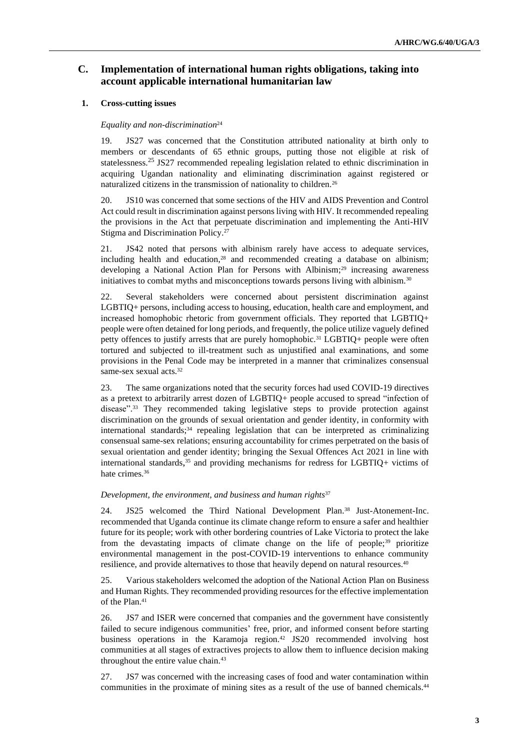## C. Implementation of international human rights obligations, taking into account applicable international humanitarian law

### 1. Cross-cutting issues

*Equality and non-discrimination*[24]

19. JS27 was concerned that the Constitution attributed nationality at birth only to members or descendants of 65 ethnic groups, putting those not eligible at risk of statelessness.[25] JS27 recommended repealing legislation related to ethnic discrimination in acquiring Ugandan nationality and eliminating discrimination against registered or naturalized citizens in the transmission of nationality to children.[26]

20. JS10 was concerned that some sections of the HIV and AIDS Prevention and Control Act could result in discrimination against persons living with HIV. It recommended repealing the provisions in the Act that perpetuate discrimination and implementing the Anti-HIV Stigma and Discrimination Policy.[27]

21. JS42 noted that persons with albinism rarely have access to adequate services, including health and education,[28] and recommended creating a database on albinism; developing a National Action Plan for Persons with Albinism;[29] increasing awareness initiatives to combat myths and misconceptions towards persons living with albinism.[30]

22. Several stakeholders were concerned about persistent discrimination against LGBTIQ+ persons, including access to housing, education, health care and employment, and increased homophobic rhetoric from government officials. They reported that LGBTIQ+ people were often detained for long periods, and frequently, the police utilize vaguely defined petty offences to justify arrests that are purely homophobic.[31] LGBTIQ+ people were often tortured and subjected to ill-treatment such as unjustified anal examinations, and some provisions in the Penal Code may be interpreted in a manner that criminalizes consensual same-sex sexual acts.[32]

23. The same organizations noted that the security forces had used COVID-19 directives as a pretext to arbitrarily arrest dozen of LGBTIQ+ people accused to spread "infection of disease".[33] They recommended taking legislative steps to provide protection against discrimination on the grounds of sexual orientation and gender identity, in conformity with international standards;[34] repealing legislation that can be interpreted as criminalizing consensual same-sex relations; ensuring accountability for crimes perpetrated on the basis of sexual orientation and gender identity; bringing the Sexual Offences Act 2021 in line with international standards,[35] and providing mechanisms for redress for LGBTIQ+ victims of hate crimes.[36]

*Development, the environment, and business and human rights*[37]

24. JS25 welcomed the Third National Development Plan.[38] Just-Atonement-Inc. recommended that Uganda continue its climate change reform to ensure a safer and healthier future for its people; work with other bordering countries of Lake Victoria to protect the lake from the devastating impacts of climate change on the life of people;[39] prioritize environmental management in the post-COVID-19 interventions to enhance community resilience, and provide alternatives to those that heavily depend on natural resources.[40]

25. Various stakeholders welcomed the adoption of the National Action Plan on Business and Human Rights. They recommended providing resources for the effective implementation of the Plan.[41]

26. JS7 and ISER were concerned that companies and the government have consistently failed to secure indigenous communities' free, prior, and informed consent before starting business operations in the Karamoja region.[42] JS20 recommended involving host communities at all stages of extractives projects to allow them to influence decision making throughout the entire value chain.[43]

27. JS7 was concerned with the increasing cases of food and water contamination within communities in the proximate of mining sites as a result of the use of banned chemicals.[44]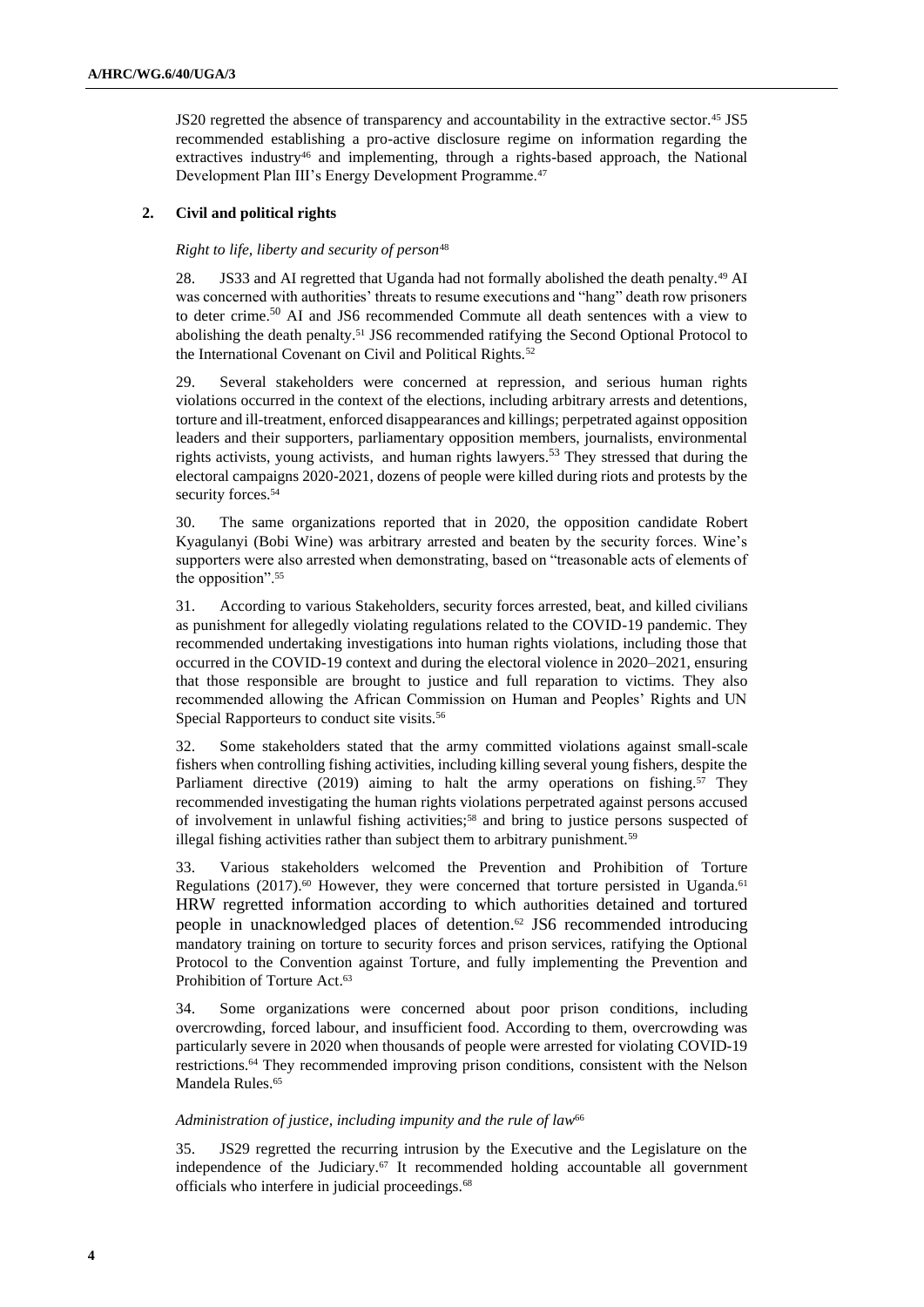JS20 regretted the absence of transparency and accountability in the extractive sector.[45] JS5 recommended establishing a pro-active disclosure regime on information regarding the extractives industry[46] and implementing, through a rights-based approach, the National Development Plan III's Energy Development Programme.[47]

## 2. Civil and political rights

*Right to life, liberty and security of person*[48]

28. JS33 and AI regretted that Uganda had not formally abolished the death penalty.[49] AI was concerned with authorities' threats to resume executions and "hang" death row prisoners to deter crime.[50] AI and JS6 recommended Commute all death sentences with a view to abolishing the death penalty.[51] JS6 recommended ratifying the Second Optional Protocol to the International Covenant on Civil and Political Rights.[52]

29. Several stakeholders were concerned at repression, and serious human rights violations occurred in the context of the elections, including arbitrary arrests and detentions, torture and ill-treatment, enforced disappearances and killings; perpetrated against opposition leaders and their supporters, parliamentary opposition members, journalists, environmental rights activists, young activists, and human rights lawyers.[53] They stressed that during the electoral campaigns 2020-2021, dozens of people were killed during riots and protests by the security forces.[54]

30. The same organizations reported that in 2020, the opposition candidate Robert Kyagulanyi (Bobi Wine) was arbitrary arrested and beaten by the security forces. Wine's supporters were also arrested when demonstrating, based on "treasonable acts of elements of the opposition".[55]

31. According to various Stakeholders, security forces arrested, beat, and killed civilians as punishment for allegedly violating regulations related to the COVID-19 pandemic. They recommended undertaking investigations into human rights violations, including those that occurred in the COVID-19 context and during the electoral violence in 2020–2021, ensuring that those responsible are brought to justice and full reparation to victims. They also recommended allowing the African Commission on Human and Peoples' Rights and UN Special Rapporteurs to conduct site visits.[56]

32. Some stakeholders stated that the army committed violations against small-scale fishers when controlling fishing activities, including killing several young fishers, despite the Parliament directive (2019) aiming to halt the army operations on fishing.[57] They recommended investigating the human rights violations perpetrated against persons accused of involvement in unlawful fishing activities;[58] and bring to justice persons suspected of illegal fishing activities rather than subject them to arbitrary punishment.[59]

33. Various stakeholders welcomed the Prevention and Prohibition of Torture Regulations (2017).[60] However, they were concerned that torture persisted in Uganda.[61] HRW regretted information according to which authorities detained and tortured people in unacknowledged places of detention.[62] JS6 recommended introducing mandatory training on torture to security forces and prison services, ratifying the Optional Protocol to the Convention against Torture, and fully implementing the Prevention and Prohibition of Torture Act.[63]

34. Some organizations were concerned about poor prison conditions, including overcrowding, forced labour, and insufficient food. According to them, overcrowding was particularly severe in 2020 when thousands of people were arrested for violating COVID-19 restrictions.[64] They recommended improving prison conditions, consistent with the Nelson Mandela Rules.[65]

*Administration of justice, including impunity and the rule of law*[66]

35. JS29 regretted the recurring intrusion by the Executive and the Legislature on the independence of the Judiciary.[67] It recommended holding accountable all government officials who interfere in judicial proceedings.[68]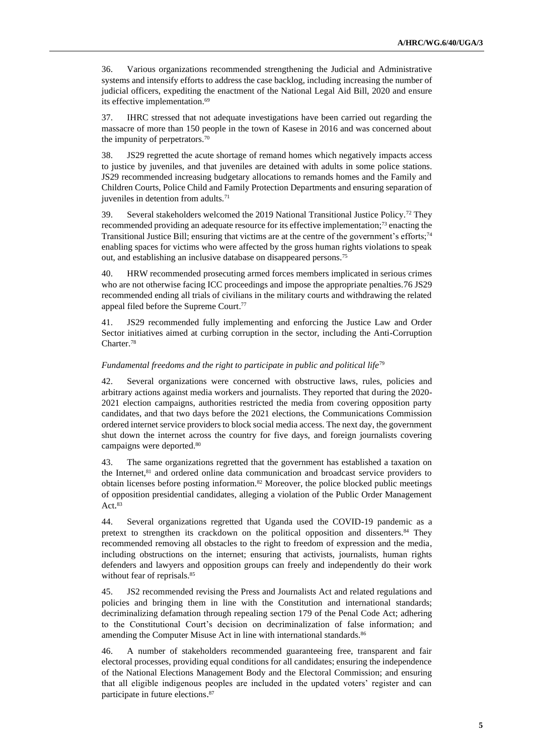36. Various organizations recommended strengthening the Judicial and Administrative systems and intensify efforts to address the case backlog, including increasing the number of judicial officers, expediting the enactment of the National Legal Aid Bill, 2020 and ensure its effective implementation.[69]

37. IHRC stressed that not adequate investigations have been carried out regarding the massacre of more than 150 people in the town of Kasese in 2016 and was concerned about the impunity of perpetrators.[70]

38. JS29 regretted the acute shortage of remand homes which negatively impacts access to justice by juveniles, and that juveniles are detained with adults in some police stations. JS29 recommended increasing budgetary allocations to remands homes and the Family and Children Courts, Police Child and Family Protection Departments and ensuring separation of juveniles in detention from adults.[71]

39. Several stakeholders welcomed the 2019 National Transitional Justice Policy.[72] They recommended providing an adequate resource for its effective implementation;[73] enacting the Transitional Justice Bill; ensuring that victims are at the centre of the government's efforts;[74] enabling spaces for victims who were affected by the gross human rights violations to speak out, and establishing an inclusive database on disappeared persons.[75]

40. HRW recommended prosecuting armed forces members implicated in serious crimes who are not otherwise facing ICC proceedings and impose the appropriate penalties.76 JS29 recommended ending all trials of civilians in the military courts and withdrawing the related appeal filed before the Supreme Court.[77]

41. JS29 recommended fully implementing and enforcing the Justice Law and Order Sector initiatives aimed at curbing corruption in the sector, including the Anti-Corruption Charter.[78]

*Fundamental freedoms and the right to participate in public and political life*[79]

42. Several organizations were concerned with obstructive laws, rules, policies and arbitrary actions against media workers and journalists. They reported that during the 2020-2021 election campaigns, authorities restricted the media from covering opposition party candidates, and that two days before the 2021 elections, the Communications Commission ordered internet service providers to block social media access. The next day, the government shut down the internet across the country for five days, and foreign journalists covering campaigns were deported.[80]

43. The same organizations regretted that the government has established a taxation on the Internet,[81] and ordered online data communication and broadcast service providers to obtain licenses before posting information.[82] Moreover, the police blocked public meetings of opposition presidential candidates, alleging a violation of the Public Order Management Act.[83]

44. Several organizations regretted that Uganda used the COVID-19 pandemic as a pretext to strengthen its crackdown on the political opposition and dissenters.[84] They recommended removing all obstacles to the right to freedom of expression and the media, including obstructions on the internet; ensuring that activists, journalists, human rights defenders and lawyers and opposition groups can freely and independently do their work without fear of reprisals.[85]

45. JS2 recommended revising the Press and Journalists Act and related regulations and policies and bringing them in line with the Constitution and international standards; decriminalizing defamation through repealing section 179 of the Penal Code Act; adhering to the Constitutional Court's decision on decriminalization of false information; and amending the Computer Misuse Act in line with international standards.[86]

46. A number of stakeholders recommended guaranteeing free, transparent and fair electoral processes, providing equal conditions for all candidates; ensuring the independence of the National Elections Management Body and the Electoral Commission; and ensuring that all eligible indigenous peoples are included in the updated voters' register and can participate in future elections.[87]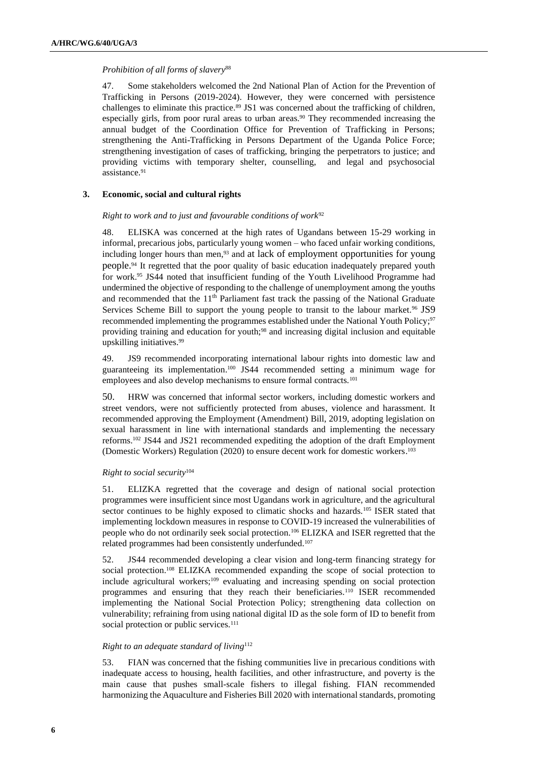*Prohibition of all forms of slavery*[88]

47. Some stakeholders welcomed the 2nd National Plan of Action for the Prevention of Trafficking in Persons (2019-2024). However, they were concerned with persistence challenges to eliminate this practice.[89] JS1 was concerned about the trafficking of children, especially girls, from poor rural areas to urban areas.[90] They recommended increasing the annual budget of the Coordination Office for Prevention of Trafficking in Persons; strengthening the Anti-Trafficking in Persons Department of the Uganda Police Force; strengthening investigation of cases of trafficking, bringing the perpetrators to justice; and providing victims with temporary shelter, counselling, and legal and psychosocial assistance.[91]

### 3. Economic, social and cultural rights

*Right to work and to just and favourable conditions of work*[92]

48. ELISKA was concerned at the high rates of Ugandans between 15-29 working in informal, precarious jobs, particularly young women – who faced unfair working conditions, including longer hours than men,[93] and at lack of employment opportunities for young people.[94] It regretted that the poor quality of basic education inadequately prepared youth for work.[95] JS44 noted that insufficient funding of the Youth Livelihood Programme had undermined the objective of responding to the challenge of unemployment among the youths and recommended that the 11th Parliament fast track the passing of the National Graduate Services Scheme Bill to support the young people to transit to the labour market.[96] JS9 recommended implementing the programmes established under the National Youth Policy;[97] providing training and education for youth;[98] and increasing digital inclusion and equitable upskilling initiatives.[99]

49. JS9 recommended incorporating international labour rights into domestic law and guaranteeing its implementation.[100] JS44 recommended setting a minimum wage for employees and also develop mechanisms to ensure formal contracts.[101]

50. HRW was concerned that informal sector workers, including domestic workers and street vendors, were not sufficiently protected from abuses, violence and harassment. It recommended approving the Employment (Amendment) Bill, 2019, adopting legislation on sexual harassment in line with international standards and implementing the necessary reforms.[102] JS44 and JS21 recommended expediting the adoption of the draft Employment (Domestic Workers) Regulation (2020) to ensure decent work for domestic workers.[103]

*Right to social security*[104]

51. ELIZKA regretted that the coverage and design of national social protection programmes were insufficient since most Ugandans work in agriculture, and the agricultural sector continues to be highly exposed to climatic shocks and hazards.[105] ISER stated that implementing lockdown measures in response to COVID-19 increased the vulnerabilities of people who do not ordinarily seek social protection.[106] ELIZKA and ISER regretted that the related programmes had been consistently underfunded.[107]

52. JS44 recommended developing a clear vision and long-term financing strategy for social protection.[108] ELIZKA recommended expanding the scope of social protection to include agricultural workers;[109] evaluating and increasing spending on social protection programmes and ensuring that they reach their beneficiaries.[110] ISER recommended implementing the National Social Protection Policy; strengthening data collection on vulnerability; refraining from using national digital ID as the sole form of ID to benefit from social protection or public services.[111]

*Right to an adequate standard of living*[112]

53. FIAN was concerned that the fishing communities live in precarious conditions with inadequate access to housing, health facilities, and other infrastructure, and poverty is the main cause that pushes small-scale fishers to illegal fishing. FIAN recommended harmonizing the Aquaculture and Fisheries Bill 2020 with international standards, promoting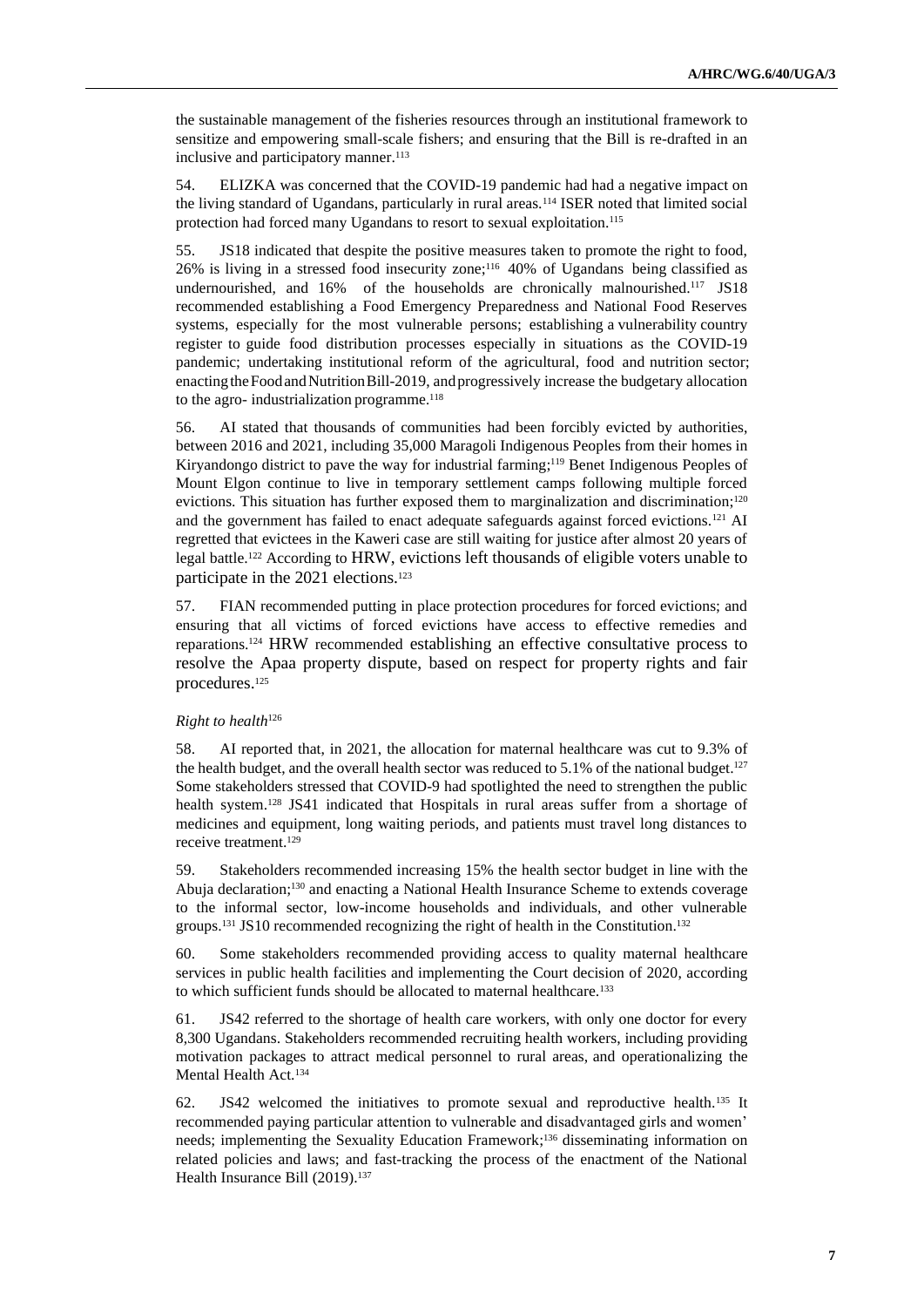the sustainable management of the fisheries resources through an institutional framework to sensitize and empowering small-scale fishers; and ensuring that the Bill is re-drafted in an inclusive and participatory manner.[113]

54. ELIZKA was concerned that the COVID-19 pandemic had had a negative impact on the living standard of Ugandans, particularly in rural areas.[114] ISER noted that limited social protection had forced many Ugandans to resort to sexual exploitation.[115]

55. JS18 indicated that despite the positive measures taken to promote the right to food, 26% is living in a stressed food insecurity zone;[116] 40% of Ugandans being classified as undernourished, and 16% of the households are chronically malnourished.[117] JS18 recommended establishing a Food Emergency Preparedness and National Food Reserves systems, especially for the most vulnerable persons; establishing a vulnerability country register to guide food distribution processes especially in situations as the COVID-19 pandemic; undertaking institutional reform of the agricultural, food and nutrition sector; enacting the Food and Nutrition Bill-2019, and progressively increase the budgetary allocation to the agro- industrialization programme.[118]

56. AI stated that thousands of communities had been forcibly evicted by authorities, between 2016 and 2021, including 35,000 Maragoli Indigenous Peoples from their homes in Kiryandongo district to pave the way for industrial farming;[119] Benet Indigenous Peoples of Mount Elgon continue to live in temporary settlement camps following multiple forced evictions. This situation has further exposed them to marginalization and discrimination;[120] and the government has failed to enact adequate safeguards against forced evictions.[121] AI regretted that evictees in the Kaweri case are still waiting for justice after almost 20 years of legal battle.[122] According to HRW, evictions left thousands of eligible voters unable to participate in the 2021 elections.[123]

57. FIAN recommended putting in place protection procedures for forced evictions; and ensuring that all victims of forced evictions have access to effective remedies and reparations.[124] HRW recommended establishing an effective consultative process to resolve the Apaa property dispute, based on respect for property rights and fair procedures.[125]

*Right to health*[126]

58. AI reported that, in 2021, the allocation for maternal healthcare was cut to 9.3% of the health budget, and the overall health sector was reduced to 5.1% of the national budget.[127] Some stakeholders stressed that COVID-9 had spotlighted the need to strengthen the public health system.[128] JS41 indicated that Hospitals in rural areas suffer from a shortage of medicines and equipment, long waiting periods, and patients must travel long distances to receive treatment.[129]

59. Stakeholders recommended increasing 15% the health sector budget in line with the Abuja declaration;[130] and enacting a National Health Insurance Scheme to extends coverage to the informal sector, low-income households and individuals, and other vulnerable groups.[131] JS10 recommended recognizing the right of health in the Constitution.[132]

60. Some stakeholders recommended providing access to quality maternal healthcare services in public health facilities and implementing the Court decision of 2020, according to which sufficient funds should be allocated to maternal healthcare.[133]

61. JS42 referred to the shortage of health care workers, with only one doctor for every 8,300 Ugandans. Stakeholders recommended recruiting health workers, including providing motivation packages to attract medical personnel to rural areas, and operationalizing the Mental Health Act.[134]

62. JS42 welcomed the initiatives to promote sexual and reproductive health.[135] It recommended paying particular attention to vulnerable and disadvantaged girls and women' needs; implementing the Sexuality Education Framework;[136] disseminating information on related policies and laws; and fast-tracking the process of the enactment of the National Health Insurance Bill (2019).[137]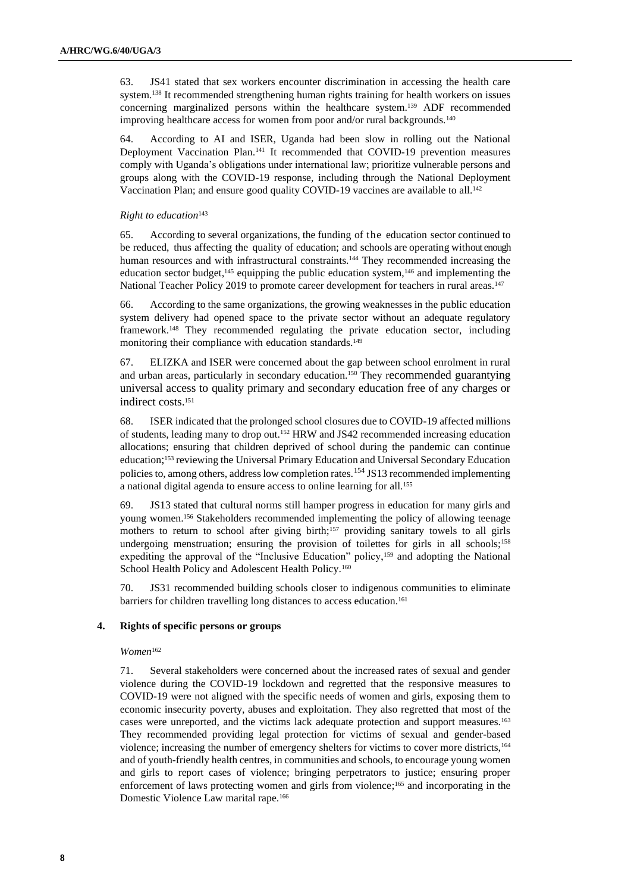63. JS41 stated that sex workers encounter discrimination in accessing the health care system.[138] It recommended strengthening human rights training for health workers on issues concerning marginalized persons within the healthcare system.[139] ADF recommended improving healthcare access for women from poor and/or rural backgrounds.[140]

64. According to AI and ISER, Uganda had been slow in rolling out the National Deployment Vaccination Plan.[141] It recommended that COVID-19 prevention measures comply with Uganda's obligations under international law; prioritize vulnerable persons and groups along with the COVID-19 response, including through the National Deployment Vaccination Plan; and ensure good quality COVID-19 vaccines are available to all.[142]

*Right to education*[143]

65. According to several organizations, the funding of the education sector continued to be reduced, thus affecting the quality of education; and schools are operating without enough human resources and with infrastructural constraints.[144] They recommended increasing the education sector budget,[145] equipping the public education system,[146] and implementing the National Teacher Policy 2019 to promote career development for teachers in rural areas.[147]

66. According to the same organizations, the growing weaknesses in the public education system delivery had opened space to the private sector without an adequate regulatory framework.[148] They recommended regulating the private education sector, including monitoring their compliance with education standards.[149]

67. ELIZKA and ISER were concerned about the gap between school enrolment in rural and urban areas, particularly in secondary education.[150] They recommended guarantying universal access to quality primary and secondary education free of any charges or indirect costs.[151]

68. ISER indicated that the prolonged school closures due to COVID-19 affected millions of students, leading many to drop out.[152] HRW and JS42 recommended increasing education allocations; ensuring that children deprived of school during the pandemic can continue education;[153] reviewing the Universal Primary Education and Universal Secondary Education policies to, among others, address low completion rates.[154] JS13 recommended implementing a national digital agenda to ensure access to online learning for all.[155]

69. JS13 stated that cultural norms still hamper progress in education for many girls and young women.[156] Stakeholders recommended implementing the policy of allowing teenage mothers to return to school after giving birth;[157] providing sanitary towels to all girls undergoing menstruation; ensuring the provision of toilettes for girls in all schools;[158] expediting the approval of the "Inclusive Education" policy,[159] and adopting the National School Health Policy and Adolescent Health Policy.[160]

70. JS31 recommended building schools closer to indigenous communities to eliminate barriers for children travelling long distances to access education.[161]

### 4. Rights of specific persons or groups

*Women*[162]

71. Several stakeholders were concerned about the increased rates of sexual and gender violence during the COVID-19 lockdown and regretted that the responsive measures to COVID-19 were not aligned with the specific needs of women and girls, exposing them to economic insecurity poverty, abuses and exploitation. They also regretted that most of the cases were unreported, and the victims lack adequate protection and support measures.[163] They recommended providing legal protection for victims of sexual and gender-based violence; increasing the number of emergency shelters for victims to cover more districts,[164] and of youth-friendly health centres, in communities and schools, to encourage young women and girls to report cases of violence; bringing perpetrators to justice; ensuring proper enforcement of laws protecting women and girls from violence;[165] and incorporating in the Domestic Violence Law marital rape.[166]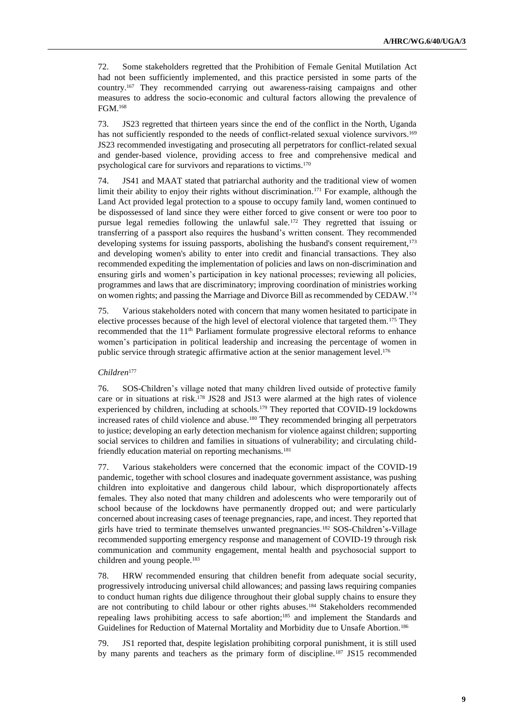72. Some stakeholders regretted that the Prohibition of Female Genital Mutilation Act had not been sufficiently implemented, and this practice persisted in some parts of the country.[167] They recommended carrying out awareness-raising campaigns and other measures to address the socio-economic and cultural factors allowing the prevalence of FGM.[168]

73. JS23 regretted that thirteen years since the end of the conflict in the North, Uganda has not sufficiently responded to the needs of conflict-related sexual violence survivors.[169] JS23 recommended investigating and prosecuting all perpetrators for conflict-related sexual and gender-based violence, providing access to free and comprehensive medical and psychological care for survivors and reparations to victims.[170]

74. JS41 and MAAT stated that patriarchal authority and the traditional view of women limit their ability to enjoy their rights without discrimination.[171] For example, although the Land Act provided legal protection to a spouse to occupy family land, women continued to be dispossessed of land since they were either forced to give consent or were too poor to pursue legal remedies following the unlawful sale.[172] They regretted that issuing or transferring of a passport also requires the husband's written consent. They recommended developing systems for issuing passports, abolishing the husband's consent requirement,[173] and developing women's ability to enter into credit and financial transactions. They also recommended expediting the implementation of policies and laws on non-discrimination and ensuring girls and women's participation in key national processes; reviewing all policies, programmes and laws that are discriminatory; improving coordination of ministries working on women rights; and passing the Marriage and Divorce Bill as recommended by CEDAW.[174]

75. Various stakeholders noted with concern that many women hesitated to participate in elective processes because of the high level of electoral violence that targeted them.[175] They recommended that the 11th Parliament formulate progressive electoral reforms to enhance women's participation in political leadership and increasing the percentage of women in public service through strategic affirmative action at the senior management level.[176]

*Children*[177]

76. SOS-Children's village noted that many children lived outside of protective family care or in situations at risk.[178] JS28 and JS13 were alarmed at the high rates of violence experienced by children, including at schools.[179] They reported that COVID-19 lockdowns increased rates of child violence and abuse.[180] They recommended bringing all perpetrators to justice; developing an early detection mechanism for violence against children; supporting social services to children and families in situations of vulnerability; and circulating child-friendly education material on reporting mechanisms.[181]

77. Various stakeholders were concerned that the economic impact of the COVID-19 pandemic, together with school closures and inadequate government assistance, was pushing children into exploitative and dangerous child labour, which disproportionately affects females. They also noted that many children and adolescents who were temporarily out of school because of the lockdowns have permanently dropped out; and were particularly concerned about increasing cases of teenage pregnancies, rape, and incest. They reported that girls have tried to terminate themselves unwanted pregnancies.[182] SOS-Children's-Village recommended supporting emergency response and management of COVID-19 through risk communication and community engagement, mental health and psychosocial support to children and young people.[183]

78. HRW recommended ensuring that children benefit from adequate social security, progressively introducing universal child allowances; and passing laws requiring companies to conduct human rights due diligence throughout their global supply chains to ensure they are not contributing to child labour or other rights abuses.[184] Stakeholders recommended repealing laws prohibiting access to safe abortion;[185] and implement the Standards and Guidelines for Reduction of Maternal Mortality and Morbidity due to Unsafe Abortion.[186]

79. JS1 reported that, despite legislation prohibiting corporal punishment, it is still used by many parents and teachers as the primary form of discipline.[187] JS15 recommended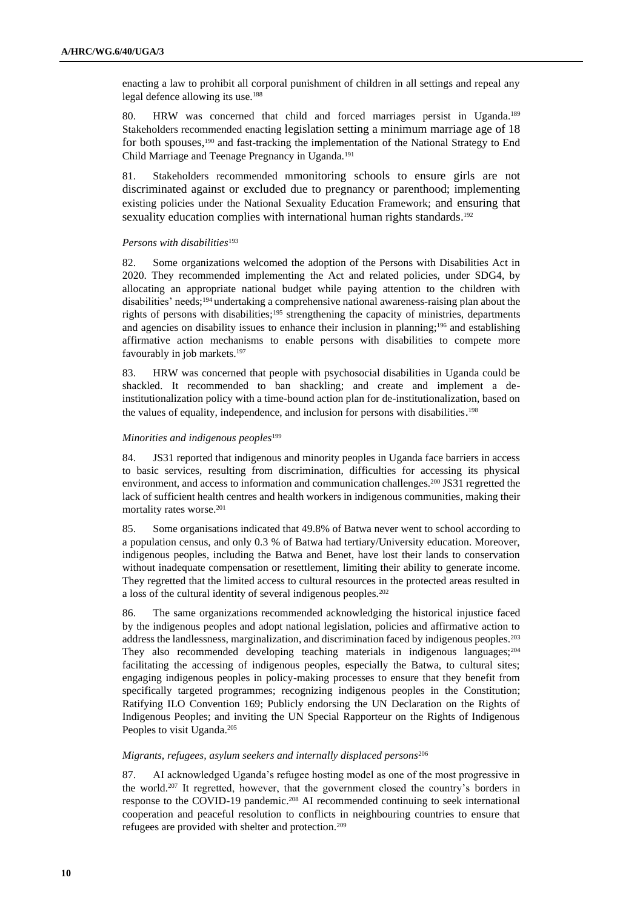enacting a law to prohibit all corporal punishment of children in all settings and repeal any legal defence allowing its use.[188]

80. HRW was concerned that child and forced marriages persist in Uganda.[189] Stakeholders recommended enacting legislation setting a minimum marriage age of 18 for both spouses,[190] and fast-tracking the implementation of the National Strategy to End Child Marriage and Teenage Pregnancy in Uganda.[191]

81. Stakeholders recommended mmonitoring schools to ensure girls are not discriminated against or excluded due to pregnancy or parenthood; implementing existing policies under the National Sexuality Education Framework; and ensuring that sexuality education complies with international human rights standards.[192]

*Persons with disabilities*[193]

82. Some organizations welcomed the adoption of the Persons with Disabilities Act in 2020. They recommended implementing the Act and related policies, under SDG4, by allocating an appropriate national budget while paying attention to the children with disabilities' needs;[194] undertaking a comprehensive national awareness-raising plan about the rights of persons with disabilities;[195] strengthening the capacity of ministries, departments and agencies on disability issues to enhance their inclusion in planning;[196] and establishing affirmative action mechanisms to enable persons with disabilities to compete more favourably in job markets.[197]

83. HRW was concerned that people with psychosocial disabilities in Uganda could be shackled. It recommended to ban shackling; and create and implement a de-institutionalization policy with a time-bound action plan for de-institutionalization, based on the values of equality, independence, and inclusion for persons with disabilities.[198]

*Minorities and indigenous peoples*[199]

84. JS31 reported that indigenous and minority peoples in Uganda face barriers in access to basic services, resulting from discrimination, difficulties for accessing its physical environment, and access to information and communication challenges.[200] JS31 regretted the lack of sufficient health centres and health workers in indigenous communities, making their mortality rates worse.[201]

85. Some organisations indicated that 49.8% of Batwa never went to school according to a population census, and only 0.3 % of Batwa had tertiary/University education. Moreover, indigenous peoples, including the Batwa and Benet, have lost their lands to conservation without inadequate compensation or resettlement, limiting their ability to generate income. They regretted that the limited access to cultural resources in the protected areas resulted in a loss of the cultural identity of several indigenous peoples.[202]

86. The same organizations recommended acknowledging the historical injustice faced by the indigenous peoples and adopt national legislation, policies and affirmative action to address the landlessness, marginalization, and discrimination faced by indigenous peoples.[203] They also recommended developing teaching materials in indigenous languages;[204] facilitating the accessing of indigenous peoples, especially the Batwa, to cultural sites; engaging indigenous peoples in policy-making processes to ensure that they benefit from specifically targeted programmes; recognizing indigenous peoples in the Constitution; Ratifying ILO Convention 169; Publicly endorsing the UN Declaration on the Rights of Indigenous Peoples; and inviting the UN Special Rapporteur on the Rights of Indigenous Peoples to visit Uganda.[205]

*Migrants, refugees, asylum seekers and internally displaced persons*[206]

87. AI acknowledged Uganda's refugee hosting model as one of the most progressive in the world.[207] It regretted, however, that the government closed the country's borders in response to the COVID-19 pandemic.[208] AI recommended continuing to seek international cooperation and peaceful resolution to conflicts in neighbouring countries to ensure that refugees are provided with shelter and protection.[209]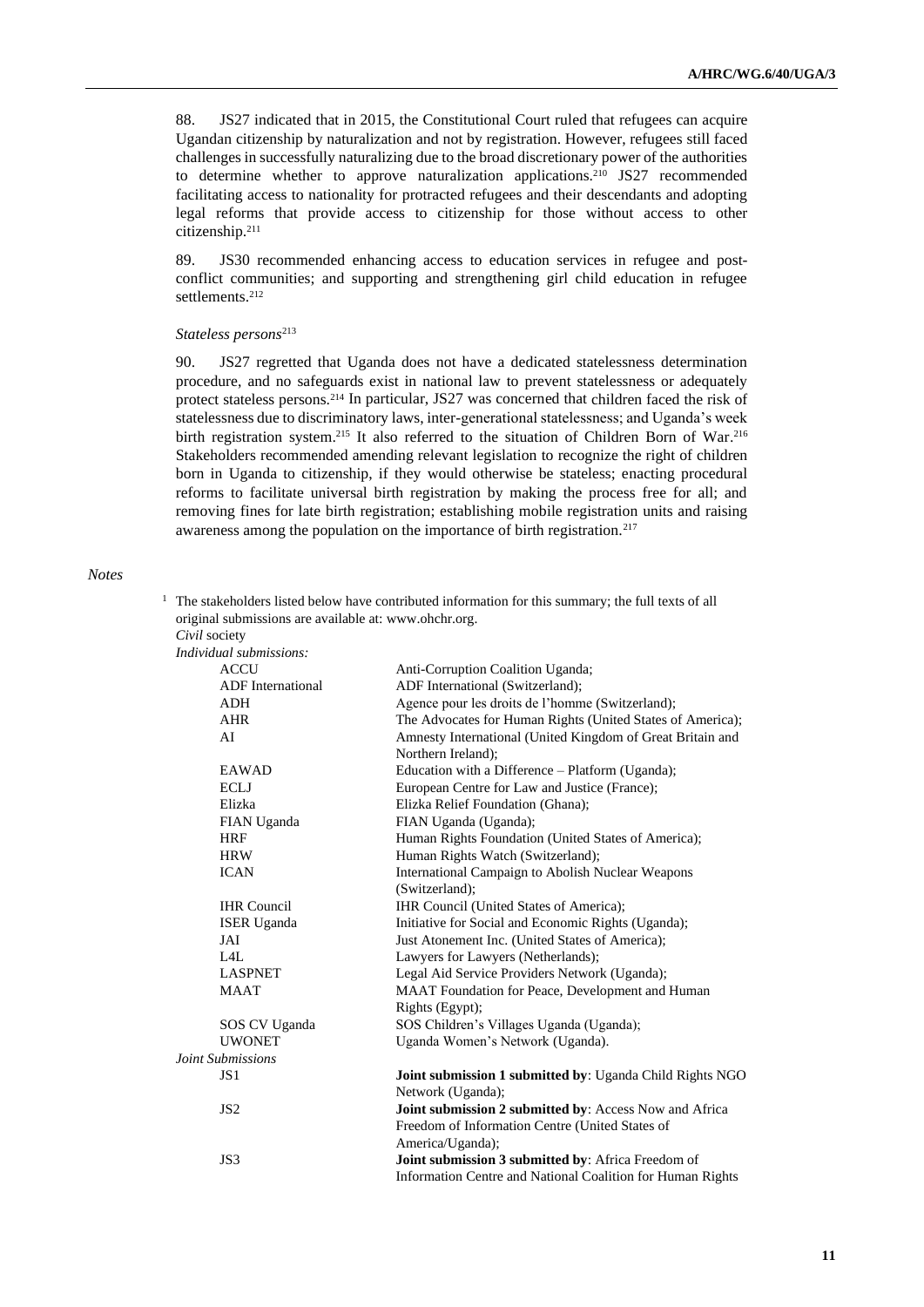88. JS27 indicated that in 2015, the Constitutional Court ruled that refugees can acquire Ugandan citizenship by naturalization and not by registration. However, refugees still faced challenges in successfully naturalizing due to the broad discretionary power of the authorities to determine whether to approve naturalization applications.[210] JS27 recommended facilitating access to nationality for protracted refugees and their descendants and adopting legal reforms that provide access to citizenship for those without access to other citizenship.[211]

89. JS30 recommended enhancing access to education services in refugee and post-conflict communities; and supporting and strengthening girl child education in refugee settlements.[212]

*Stateless persons*[213]

90. JS27 regretted that Uganda does not have a dedicated statelessness determination procedure, and no safeguards exist in national law to prevent statelessness or adequately protect stateless persons.[214] In particular, JS27 was concerned that children faced the risk of statelessness due to discriminatory laws, inter-generational statelessness; and Uganda's week birth registration system.[215] It also referred to the situation of Children Born of War.[216] Stakeholders recommended amending relevant legislation to recognize the right of children born in Uganda to citizenship, if they would otherwise be stateless; enacting procedural reforms to facilitate universal birth registration by making the process free for all; and removing fines for late birth registration; establishing mobile registration units and raising awareness among the population on the importance of birth registration.[217]

*Notes*

[1] The stakeholders listed below have contributed information for this summary; the full texts of all original submissions are available at: www.ohchr.org.

*Civil* society

*Individual submissions:*

| | |
|---|---|
| ACCU | Anti-Corruption Coalition Uganda; |
| ADF International | ADF International (Switzerland); |
| ADH | Agence pour les droits de l'homme (Switzerland); |
| AHR | The Advocates for Human Rights (United States of America); |
| AI | Amnesty International (United Kingdom of Great Britain and Northern Ireland); |
| EAWAD | Education with a Difference – Platform (Uganda); |
| ECLJ | European Centre for Law and Justice (France); |
| Elizka | Elizka Relief Foundation (Ghana); |
| FIAN Uganda | FIAN Uganda (Uganda); |
| HRF | Human Rights Foundation (United States of America); |
| HRW | Human Rights Watch (Switzerland); |
| ICAN | International Campaign to Abolish Nuclear Weapons (Switzerland); |
| IHR Council | IHR Council (United States of America); |
| ISER Uganda | Initiative for Social and Economic Rights (Uganda); |
| JAI | Just Atonement Inc. (United States of America); |
| L4L | Lawyers for Lawyers (Netherlands); |
| LASPNET | Legal Aid Service Providers Network (Uganda); |
| MAAT | MAAT Foundation for Peace, Development and Human Rights (Egypt); |
| SOS CV Uganda | SOS Children's Villages Uganda (Uganda); |
| UWONET | Uganda Women's Network (Uganda). |

*Joint Submissions*

| | |
|---|---|
| JS1 | **Joint submission 1 submitted by**: Uganda Child Rights NGO Network (Uganda); |
| JS2 | **Joint submission 2 submitted by**: Access Now and Africa Freedom of Information Centre (United States of America/Uganda); |
| JS3 | **Joint submission 3 submitted by**: Africa Freedom of Information Centre and National Coalition for Human Rights |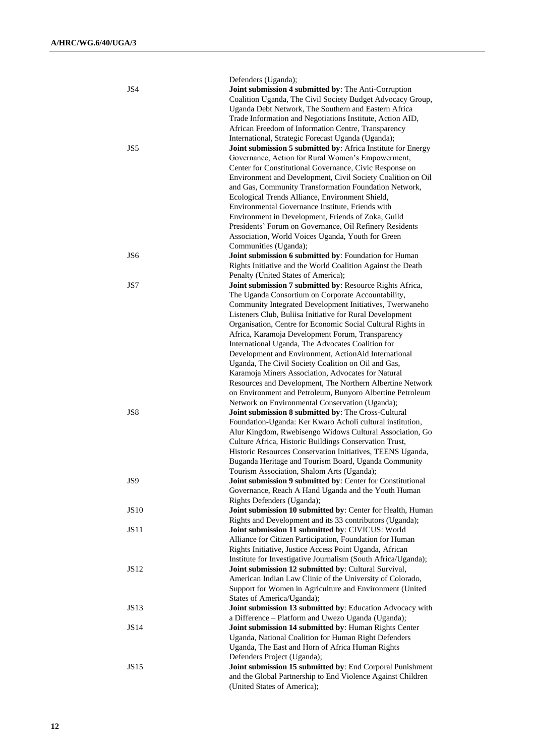Defenders (Uganda);

JS4 **Joint submission 4 submitted by**: The Anti-Corruption Coalition Uganda, The Civil Society Budget Advocacy Group, Uganda Debt Network, The Southern and Eastern Africa Trade Information and Negotiations Institute, Action AID, African Freedom of Information Centre, Transparency International, Strategic Forecast Uganda (Uganda);

JS5 **Joint submission 5 submitted by**: Africa Institute for Energy Governance, Action for Rural Women's Empowerment, Center for Constitutional Governance, Civic Response on Environment and Development, Civil Society Coalition on Oil and Gas, Community Transformation Foundation Network, Ecological Trends Alliance, Environment Shield, Environmental Governance Institute, Friends with Environment in Development, Friends of Zoka, Guild Presidents' Forum on Governance, Oil Refinery Residents Association, World Voices Uganda, Youth for Green Communities (Uganda);

JS6 **Joint submission 6 submitted by**: Foundation for Human Rights Initiative and the World Coalition Against the Death Penalty (United States of America);

JS7 **Joint submission 7 submitted by**: Resource Rights Africa, The Uganda Consortium on Corporate Accountability, Community Integrated Development Initiatives, Twerwaneho Listeners Club, Buliisa Initiative for Rural Development Organisation, Centre for Economic Social Cultural Rights in Africa, Karamoja Development Forum, Transparency International Uganda, The Advocates Coalition for Development and Environment, ActionAid International Uganda, The Civil Society Coalition on Oil and Gas, Karamoja Miners Association, Advocates for Natural Resources and Development, The Northern Albertine Network on Environment and Petroleum, Bunyoro Albertine Petroleum Network on Environmental Conservation (Uganda);

JS8 **Joint submission 8 submitted by**: The Cross-Cultural Foundation-Uganda: Ker Kwaro Acholi cultural institution, Alur Kingdom, Rwebisengo Widows Cultural Association, Go Culture Africa, Historic Buildings Conservation Trust, Historic Resources Conservation Initiatives, TEENS Uganda, Buganda Heritage and Tourism Board, Uganda Community Tourism Association, Shalom Arts (Uganda);

JS9 **Joint submission 9 submitted by**: Center for Constitutional Governance, Reach A Hand Uganda and the Youth Human Rights Defenders (Uganda);

JS10 **Joint submission 10 submitted by**: Center for Health, Human Rights and Development and its 33 contributors (Uganda);

JS11 **Joint submission 11 submitted by**: CIVICUS: World Alliance for Citizen Participation, Foundation for Human Rights Initiative, Justice Access Point Uganda, African Institute for Investigative Journalism (South Africa/Uganda);

JS12 **Joint submission 12 submitted by**: Cultural Survival, American Indian Law Clinic of the University of Colorado, Support for Women in Agriculture and Environment (United States of America/Uganda);

JS13 **Joint submission 13 submitted by**: Education Advocacy with a Difference – Platform and Uwezo Uganda (Uganda);

JS14 **Joint submission 14 submitted by**: Human Rights Center Uganda, National Coalition for Human Right Defenders Uganda, The East and Horn of Africa Human Rights Defenders Project (Uganda);

JS15 **Joint submission 15 submitted by**: End Corporal Punishment and the Global Partnership to End Violence Against Children (United States of America);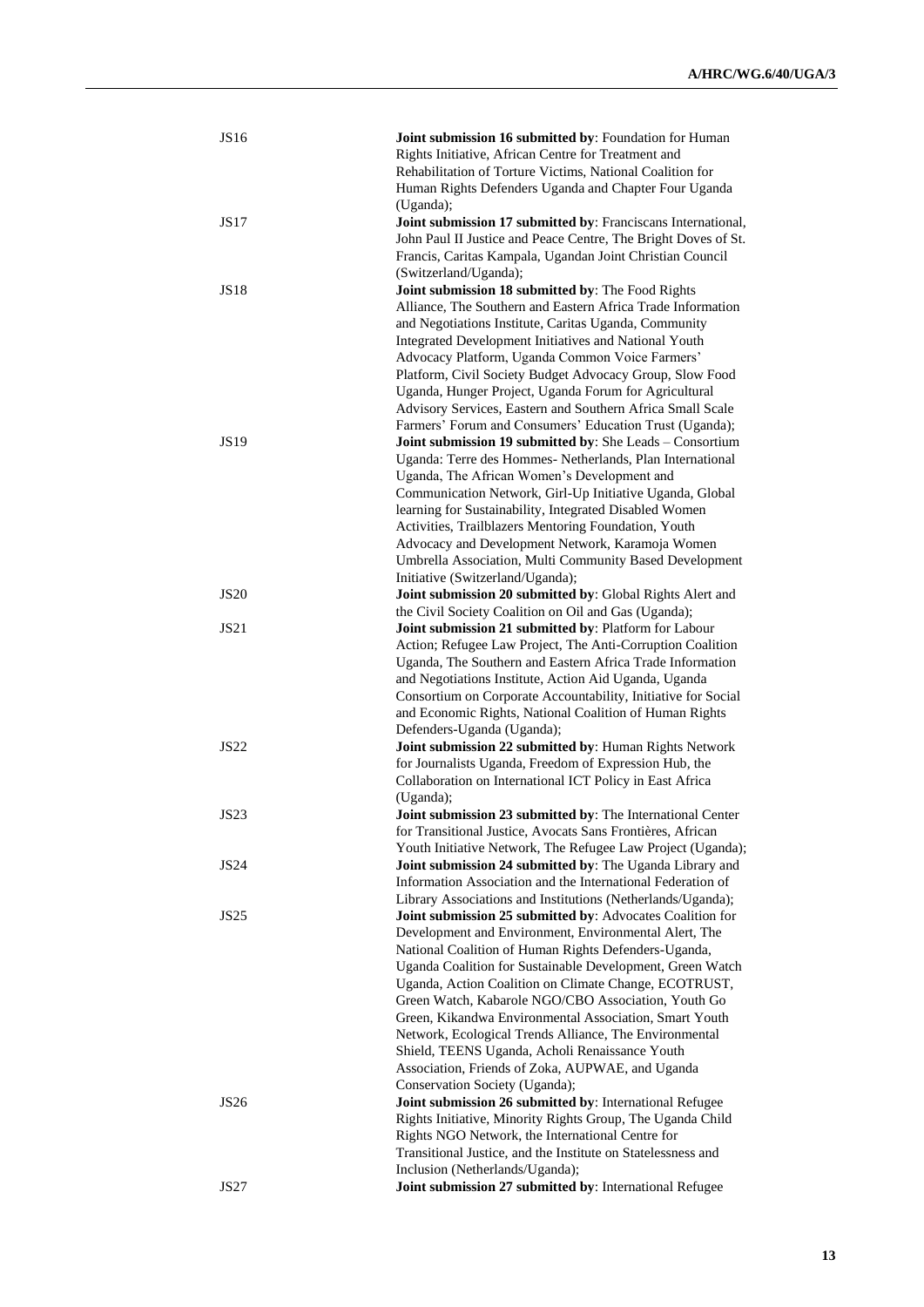| | |
|---|---|
| JS16 | **Joint submission 16 submitted by**: Foundation for Human Rights Initiative, African Centre for Treatment and Rehabilitation of Torture Victims, National Coalition for Human Rights Defenders Uganda and Chapter Four Uganda (Uganda); |
| JS17 | **Joint submission 17 submitted by**: Franciscans International, John Paul II Justice and Peace Centre, The Bright Doves of St. Francis, Caritas Kampala, Ugandan Joint Christian Council (Switzerland/Uganda); |
| JS18 | **Joint submission 18 submitted by**: The Food Rights Alliance, The Southern and Eastern Africa Trade Information and Negotiations Institute, Caritas Uganda, Community Integrated Development Initiatives and National Youth Advocacy Platform, Uganda Common Voice Farmers' Platform, Civil Society Budget Advocacy Group, Slow Food Uganda, Hunger Project, Uganda Forum for Agricultural Advisory Services, Eastern and Southern Africa Small Scale Farmers' Forum and Consumers' Education Trust (Uganda); |
| JS19 | **Joint submission 19 submitted by**: She Leads – Consortium Uganda: Terre des Hommes- Netherlands, Plan International Uganda, The African Women's Development and Communication Network, Girl-Up Initiative Uganda, Global learning for Sustainability, Integrated Disabled Women Activities, Trailblazers Mentoring Foundation, Youth Advocacy and Development Network, Karamoja Women Umbrella Association, Multi Community Based Development Initiative (Switzerland/Uganda); |
| JS20 | **Joint submission 20 submitted by**: Global Rights Alert and the Civil Society Coalition on Oil and Gas (Uganda); |
| JS21 | **Joint submission 21 submitted by**: Platform for Labour Action; Refugee Law Project, The Anti-Corruption Coalition Uganda, The Southern and Eastern Africa Trade Information and Negotiations Institute, Action Aid Uganda, Uganda Consortium on Corporate Accountability, Initiative for Social and Economic Rights, National Coalition of Human Rights Defenders-Uganda (Uganda); |
| JS22 | **Joint submission 22 submitted by**: Human Rights Network for Journalists Uganda, Freedom of Expression Hub, the Collaboration on International ICT Policy in East Africa (Uganda); |
| JS23 | **Joint submission 23 submitted by**: The International Center for Transitional Justice, Avocats Sans Frontières, African Youth Initiative Network, The Refugee Law Project (Uganda); |
| JS24 | **Joint submission 24 submitted by**: The Uganda Library and Information Association and the International Federation of Library Associations and Institutions (Netherlands/Uganda); |
| JS25 | **Joint submission 25 submitted by**: Advocates Coalition for Development and Environment, Environmental Alert, The National Coalition of Human Rights Defenders-Uganda, Uganda Coalition for Sustainable Development, Green Watch Uganda, Action Coalition on Climate Change, ECOTRUST, Green Watch, Kabarole NGO/CBO Association, Youth Go Green, Kikandwa Environmental Association, Smart Youth Network, Ecological Trends Alliance, The Environmental Shield, TEENS Uganda, Acholi Renaissance Youth Association, Friends of Zoka, AUPWAE, and Uganda Conservation Society (Uganda); |
| JS26 | **Joint submission 26 submitted by**: International Refugee Rights Initiative, Minority Rights Group, The Uganda Child Rights NGO Network, the International Centre for Transitional Justice, and the Institute on Statelessness and Inclusion (Netherlands/Uganda); |
| JS27 | **Joint submission 27 submitted by**: International Refugee |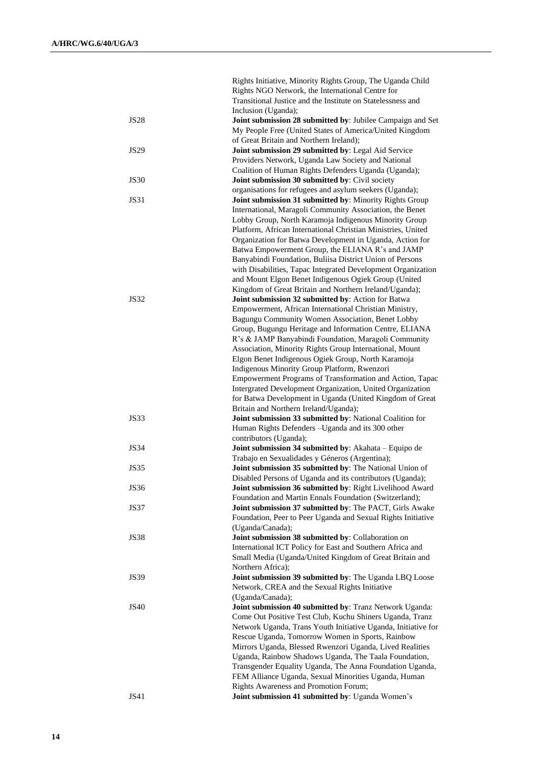| | |
|---|---|
| | Rights Initiative, Minority Rights Group, The Uganda Child Rights NGO Network, the International Centre for Transitional Justice and the Institute on Statelessness and Inclusion (Uganda); |
| JS28 | **Joint submission 28 submitted by**: Jubilee Campaign and Set My People Free (United States of America/United Kingdom of Great Britain and Northern Ireland); |
| JS29 | **Joint submission 29 submitted by**: Legal Aid Service Providers Network, Uganda Law Society and National Coalition of Human Rights Defenders Uganda (Uganda); |
| JS30 | **Joint submission 30 submitted by**: Civil society organisations for refugees and asylum seekers (Uganda); |
| JS31 | **Joint submission 31 submitted by**: Minority Rights Group International, Maragoli Community Association, the Benet Lobby Group, North Karamoja Indigenous Minority Group Platform, African International Christian Ministries, United Organization for Batwa Development in Uganda, Action for Batwa Empowerment Group, the ELIANA R's and JAMP Banyabindi Foundation, Buliisa District Union of Persons with Disabilities, Tapac Integrated Development Organization and Mount Elgon Benet Indigenous Ogiek Group (United Kingdom of Great Britain and Northern Ireland/Uganda); |
| JS32 | **Joint submission 32 submitted by**: Action for Batwa Empowerment, African International Christian Ministry, Bagungu Community Women Association, Benet Lobby Group, Bugungu Heritage and Information Centre, ELIANA R's & JAMP Banyabindi Foundation, Maragoli Community Association, Minority Rights Group International, Mount Elgon Benet Indigenous Ogiek Group, North Karamoja Indigenous Minority Group Platform, Rwenzori Empowerment Programs of Transformation and Action, Tapac Intergrated Development Organization, United Organization for Batwa Development in Uganda (United Kingdom of Great Britain and Northern Ireland/Uganda); |
| JS33 | **Joint submission 33 submitted by**: National Coalition for Human Rights Defenders –Uganda and its 300 other contributors (Uganda); |
| JS34 | **Joint submission 34 submitted by**: Akahata – Equipo de Trabajo en Sexualidades y Géneros (Argentina); |
| JS35 | **Joint submission 35 submitted by**: The National Union of Disabled Persons of Uganda and its contributors (Uganda); |
| JS36 | **Joint submission 36 submitted by**: Right Livelihood Award Foundation and Martin Ennals Foundation (Switzerland); |
| JS37 | **Joint submission 37 submitted by**: The PACT, Girls Awake Foundation, Peer to Peer Uganda and Sexual Rights Initiative (Uganda/Canada); |
| JS38 | **Joint submission 38 submitted by**: Collaboration on International ICT Policy for East and Southern Africa and Small Media (Uganda/United Kingdom of Great Britain and Northern Africa); |
| JS39 | **Joint submission 39 submitted by**: The Uganda LBQ Loose Network, CREA and the Sexual Rights Initiative (Uganda/Canada); |
| JS40 | **Joint submission 40 submitted by**: Tranz Network Uganda: Come Out Positive Test Club, Kuchu Shiners Uganda, Tranz Network Uganda, Trans Youth Initiative Uganda, Initiative for Rescue Uganda, Tomorrow Women in Sports, Rainbow Mirrors Uganda, Blessed Rwenzori Uganda, Lived Realities Uganda, Rainbow Shadows Uganda, The Taala Foundation, Transgender Equality Uganda, The Anna Foundation Uganda, FEM Alliance Uganda, Sexual Minorities Uganda, Human Rights Awareness and Promotion Forum; |
| JS41 | **Joint submission 41 submitted by**: Uganda Women's |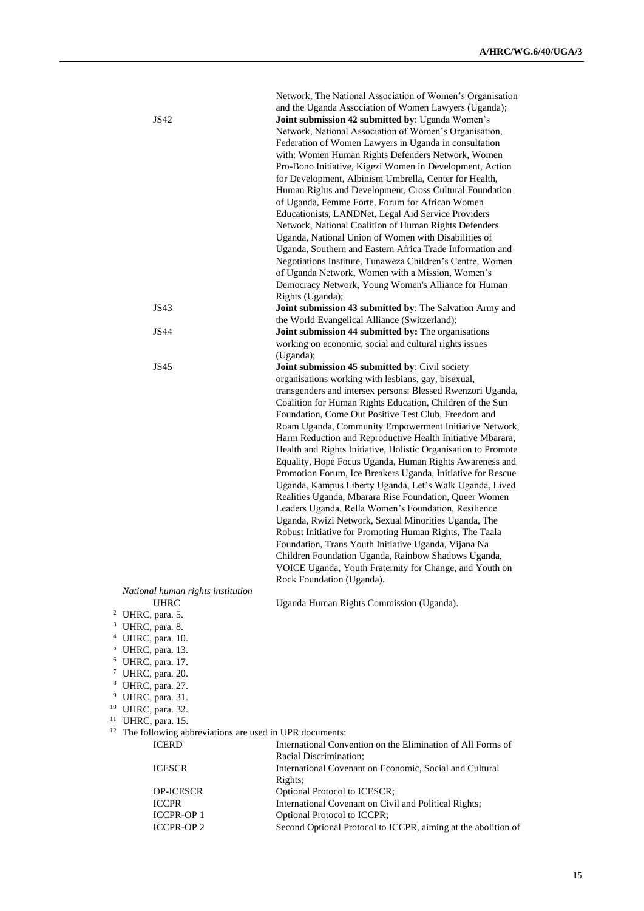| | |
|---|---|
| | Network, The National Association of Women's Organisation and the Uganda Association of Women Lawyers (Uganda); |
| JS42 | **Joint submission 42 submitted by**: Uganda Women's Network, National Association of Women's Organisation, Federation of Women Lawyers in Uganda in consultation with: Women Human Rights Defenders Network, Women Pro-Bono Initiative, Kigezi Women in Development, Action for Development, Albinism Umbrella, Center for Health, Human Rights and Development, Cross Cultural Foundation of Uganda, Femme Forte, Forum for African Women Educationists, LANDNet, Legal Aid Service Providers Network, National Coalition of Human Rights Defenders Uganda, National Union of Women with Disabilities of Uganda, Southern and Eastern Africa Trade Information and Negotiations Institute, Tunaweza Children's Centre, Women of Uganda Network, Women with a Mission, Women's Democracy Network, Young Women's Alliance for Human Rights (Uganda); |
| JS43 | **Joint submission 43 submitted by**: The Salvation Army and the World Evangelical Alliance (Switzerland); |
| JS44 | **Joint submission 44 submitted by:** The organisations working on economic, social and cultural rights issues (Uganda); |
| JS45 | **Joint submission 45 submitted by**: Civil society organisations working with lesbians, gay, bisexual, transgenders and intersex persons: Blessed Rwenzori Uganda, Coalition for Human Rights Education, Children of the Sun Foundation, Come Out Positive Test Club, Freedom and Roam Uganda, Community Empowerment Initiative Network, Harm Reduction and Reproductive Health Initiative Mbarara, Health and Rights Initiative, Holistic Organisation to Promote Equality, Hope Focus Uganda, Human Rights Awareness and Promotion Forum, Ice Breakers Uganda, Initiative for Rescue Uganda, Kampus Liberty Uganda, Let's Walk Uganda, Lived Realities Uganda, Mbarara Rise Foundation, Queer Women Leaders Uganda, Rella Women's Foundation, Resilience Uganda, Rwizi Network, Sexual Minorities Uganda, The Robust Initiative for Promoting Human Rights, The Taala Foundation, Trans Youth Initiative Uganda, Vijana Na Children Foundation Uganda, Rainbow Shadows Uganda, VOICE Uganda, Youth Fraternity for Change, and Youth on Rock Foundation (Uganda). |

*National human rights institution*

| | |
|---|---|
| UHRC | Uganda Human Rights Commission (Uganda). |

[2] UHRC, para. 5.
[3] UHRC, para. 8.
[4] UHRC, para. 10.
[5] UHRC, para. 13.
[6] UHRC, para. 17.
[7] UHRC, para. 20.
[8] UHRC, para. 27.
[9] UHRC, para. 31.
[10] UHRC, para. 32.
[11] UHRC, para. 15.
[12] The following abbreviations are used in UPR documents:

| | |
|---|---|
| ICERD | International Convention on the Elimination of All Forms of Racial Discrimination; |
| ICESCR | International Covenant on Economic, Social and Cultural Rights; |
| OP-ICESCR | Optional Protocol to ICESCR; |
| ICCPR | International Covenant on Civil and Political Rights; |
| ICCPR-OP 1 | Optional Protocol to ICCPR; |
| ICCPR-OP 2 | Second Optional Protocol to ICCPR, aiming at the abolition of |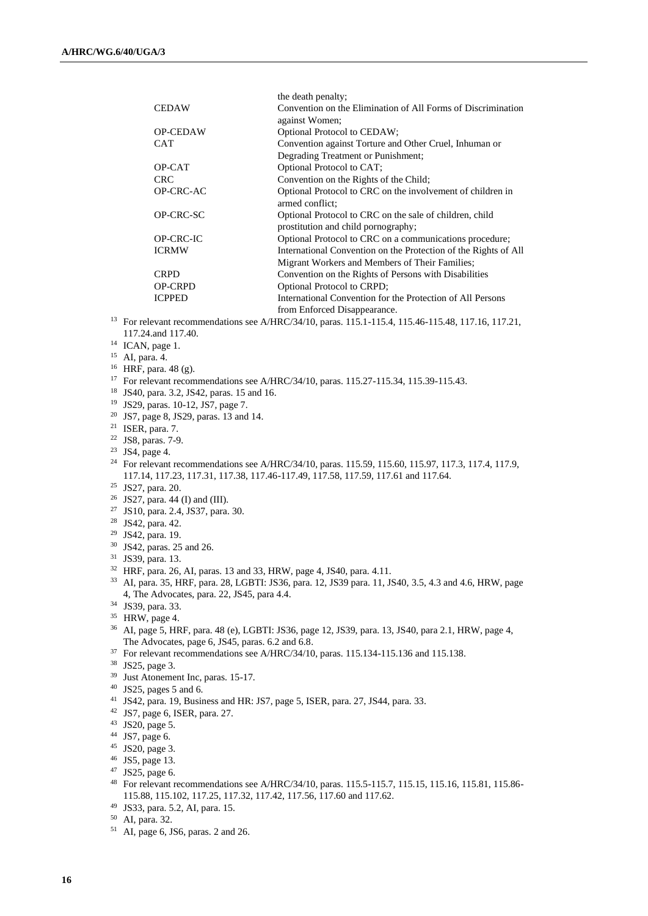| | |
|---|---|
| | the death penalty; |
| CEDAW | Convention on the Elimination of All Forms of Discrimination against Women; |
| OP-CEDAW | Optional Protocol to CEDAW; |
| CAT | Convention against Torture and Other Cruel, Inhuman or Degrading Treatment or Punishment; |
| OP-CAT | Optional Protocol to CAT; |
| CRC | Convention on the Rights of the Child; |
| OP-CRC-AC | Optional Protocol to CRC on the involvement of children in armed conflict; |
| OP-CRC-SC | Optional Protocol to CRC on the sale of children, child prostitution and child pornography; |
| OP-CRC-IC | Optional Protocol to CRC on a communications procedure; |
| ICRMW | International Convention on the Protection of the Rights of All Migrant Workers and Members of Their Families; |
| CRPD | Convention on the Rights of Persons with Disabilities |
| OP-CRPD | Optional Protocol to CRPD; |
| ICPPED | International Convention for the Protection of All Persons from Enforced Disappearance. |

[13] For relevant recommendations see A/HRC/34/10, paras. 115.1-115.4, 115.46-115.48, 117.16, 117.21, 117.24.and 117.40.

[14] ICAN, page 1.

[15] AI, para. 4.

[16] HRF, para. 48 (g).

[17] For relevant recommendations see A/HRC/34/10, paras. 115.27-115.34, 115.39-115.43.

[18] JS40, para. 3.2, JS42, paras. 15 and 16.

[19] JS29, paras. 10-12, JS7, page 7.

[20] JS7, page 8, JS29, paras. 13 and 14.

[21] ISER, para. 7.

[22] JS8, paras. 7-9.

[23] JS4, page 4.

[24] For relevant recommendations see A/HRC/34/10, paras. 115.59, 115.60, 115.97, 117.3, 117.4, 117.9, 117.14, 117.23, 117.31, 117.38, 117.46-117.49, 117.58, 117.59, 117.61 and 117.64.

[25] JS27, para. 20.

[26] JS27, para. 44 (I) and (III).

[27] JS10, para. 2.4, JS37, para. 30.

[28] JS42, para. 42.

[29] JS42, para. 19.

[30] JS42, paras. 25 and 26.

[31] JS39, para. 13.

[32] HRF, para. 26, AI, paras. 13 and 33, HRW, page 4, JS40, para. 4.11.

[33] AI, para. 35, HRF, para. 28, LGBTI: JS36, para. 12, JS39 para. 11, JS40, 3.5, 4.3 and 4.6, HRW, page 4, The Advocates, para. 22, JS45, para 4.4.

[34] JS39, para. 33.

[35] HRW, page 4.

[36] AI, page 5, HRF, para. 48 (e), LGBTI: JS36, page 12, JS39, para. 13, JS40, para 2.1, HRW, page 4, The Advocates, page 6, JS45, paras. 6.2 and 6.8.

[37] For relevant recommendations see A/HRC/34/10, paras. 115.134-115.136 and 115.138.

[38] JS25, page 3.

[39] Just Atonement Inc, paras. 15-17.

[40] JS25, pages 5 and 6.

[41] JS42, para. 19, Business and HR: JS7, page 5, ISER, para. 27, JS44, para. 33.

[42] JS7, page 6, ISER, para. 27.

[43] JS20, page 5.

[44] JS7, page 6.

[45] JS20, page 3.

[46] JS5, page 13.

[47] JS25, page 6.

[48] For relevant recommendations see A/HRC/34/10, paras. 115.5-115.7, 115.15, 115.16, 115.81, 115.86-115.88, 115.102, 117.25, 117.32, 117.42, 117.56, 117.60 and 117.62.

[49] JS33, para. 5.2, AI, para. 15.

[50] AI, para. 32.

[51] AI, page 6, JS6, paras. 2 and 26.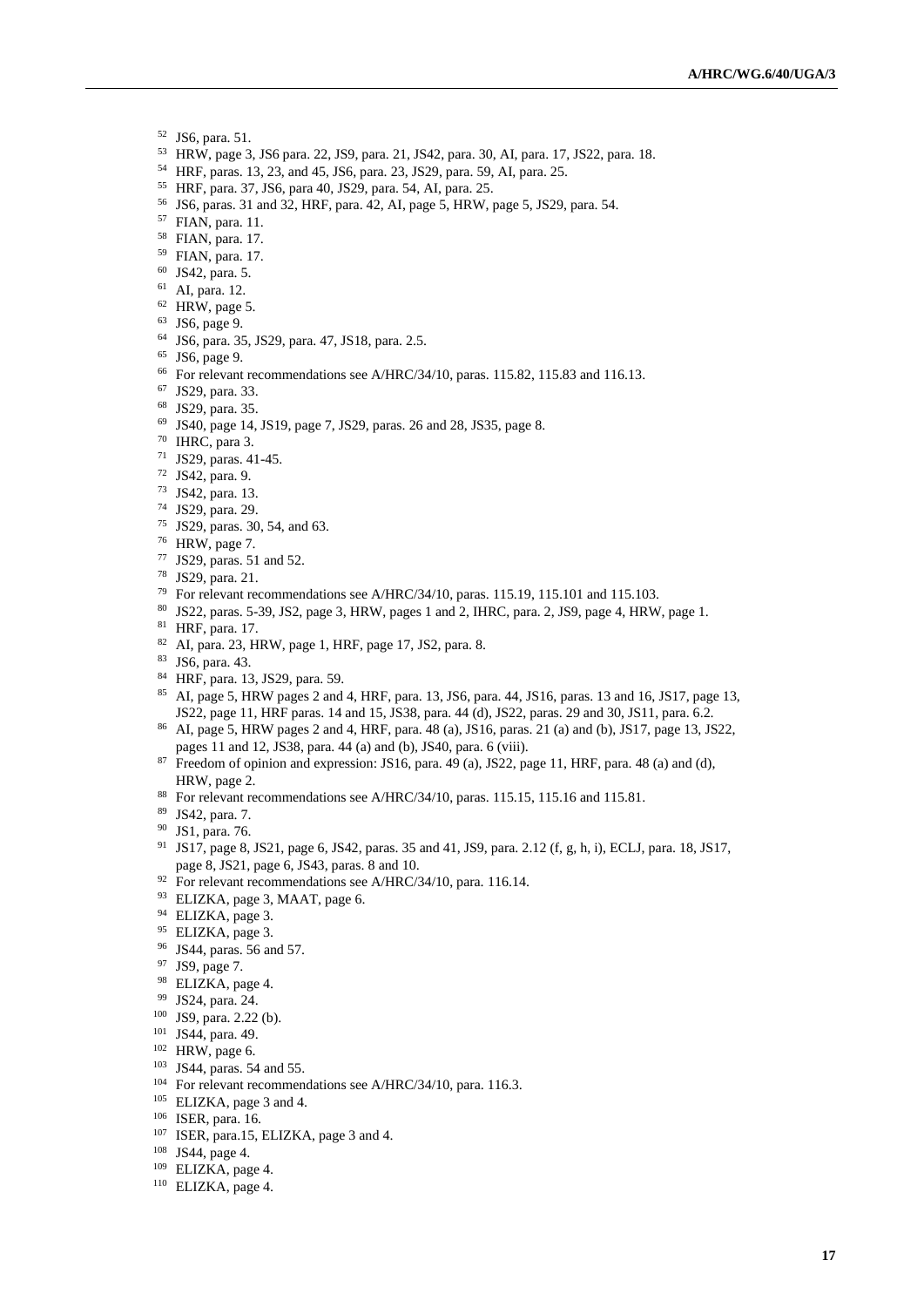[52] JS6, para. 51.
[53] HRW, page 3, JS6 para. 22, JS9, para. 21, JS42, para. 30, AI, para. 17, JS22, para. 18.
[54] HRF, paras. 13, 23, and 45, JS6, para. 23, JS29, para. 59, AI, para. 25.
[55] HRF, para. 37, JS6, para 40, JS29, para. 54, AI, para. 25.
[56] JS6, paras. 31 and 32, HRF, para. 42, AI, page 5, HRW, page 5, JS29, para. 54.
[57] FIAN, para. 11.
[58] FIAN, para. 17.
[59] FIAN, para. 17.
[60] JS42, para. 5.
[61] AI, para. 12.
[62] HRW, page 5.
[63] JS6, page 9.
[64] JS6, para. 35, JS29, para. 47, JS18, para. 2.5.
[65] JS6, page 9.
[66] For relevant recommendations see A/HRC/34/10, paras. 115.82, 115.83 and 116.13.
[67] JS29, para. 33.
[68] JS29, para. 35.
[69] JS40, page 14, JS19, page 7, JS29, paras. 26 and 28, JS35, page 8.
[70] IHRC, para 3.
[71] JS29, paras. 41-45.
[72] JS42, para. 9.
[73] JS42, para. 13.
[74] JS29, para. 29.
[75] JS29, paras. 30, 54, and 63.
[76] HRW, page 7.
[77] JS29, paras. 51 and 52.
[78] JS29, para. 21.
[79] For relevant recommendations see A/HRC/34/10, paras. 115.19, 115.101 and 115.103.
[80] JS22, paras. 5-39, JS2, page 3, HRW, pages 1 and 2, IHRC, para. 2, JS9, page 4, HRW, page 1.
[81] HRF, para. 17.
[82] AI, para. 23, HRW, page 1, HRF, page 17, JS2, para. 8.
[83] JS6, para. 43.
[84] HRF, para. 13, JS29, para. 59.
[85] AI, page 5, HRW pages 2 and 4, HRF, para. 13, JS6, para. 44, JS16, paras. 13 and 16, JS17, page 13, JS22, page 11, HRF paras. 14 and 15, JS38, para. 44 (d), JS22, paras. 29 and 30, JS11, para. 6.2.
[86] AI, page 5, HRW pages 2 and 4, HRF, para. 48 (a), JS16, paras. 21 (a) and (b), JS17, page 13, JS22, pages 11 and 12, JS38, para. 44 (a) and (b), JS40, para. 6 (viii).
[87] Freedom of opinion and expression: JS16, para. 49 (a), JS22, page 11, HRF, para. 48 (a) and (d), HRW, page 2.
[88] For relevant recommendations see A/HRC/34/10, paras. 115.15, 115.16 and 115.81.
[89] JS42, para. 7.
[90] JS1, para. 76.
[91] JS17, page 8, JS21, page 6, JS42, paras. 35 and 41, JS9, para. 2.12 (f, g, h, i), ECLJ, para. 18, JS17, page 8, JS21, page 6, JS43, paras. 8 and 10.
[92] For relevant recommendations see A/HRC/34/10, para. 116.14.
[93] ELIZKA, page 3, MAAT, page 6.
[94] ELIZKA, page 3.
[95] ELIZKA, page 3.
[96] JS44, paras. 56 and 57.
[97] JS9, page 7.
[98] ELIZKA, page 4.
[99] JS24, para. 24.
[100] JS9, para. 2.22 (b).
[101] JS44, para. 49.
[102] HRW, page 6.
[103] JS44, paras. 54 and 55.
[104] For relevant recommendations see A/HRC/34/10, para. 116.3.
[105] ELIZKA, page 3 and 4.
[106] ISER, para. 16.
[107] ISER, para.15, ELIZKA, page 3 and 4.
[108] JS44, page 4.
[109] ELIZKA, page 4.
[110] ELIZKA, page 4.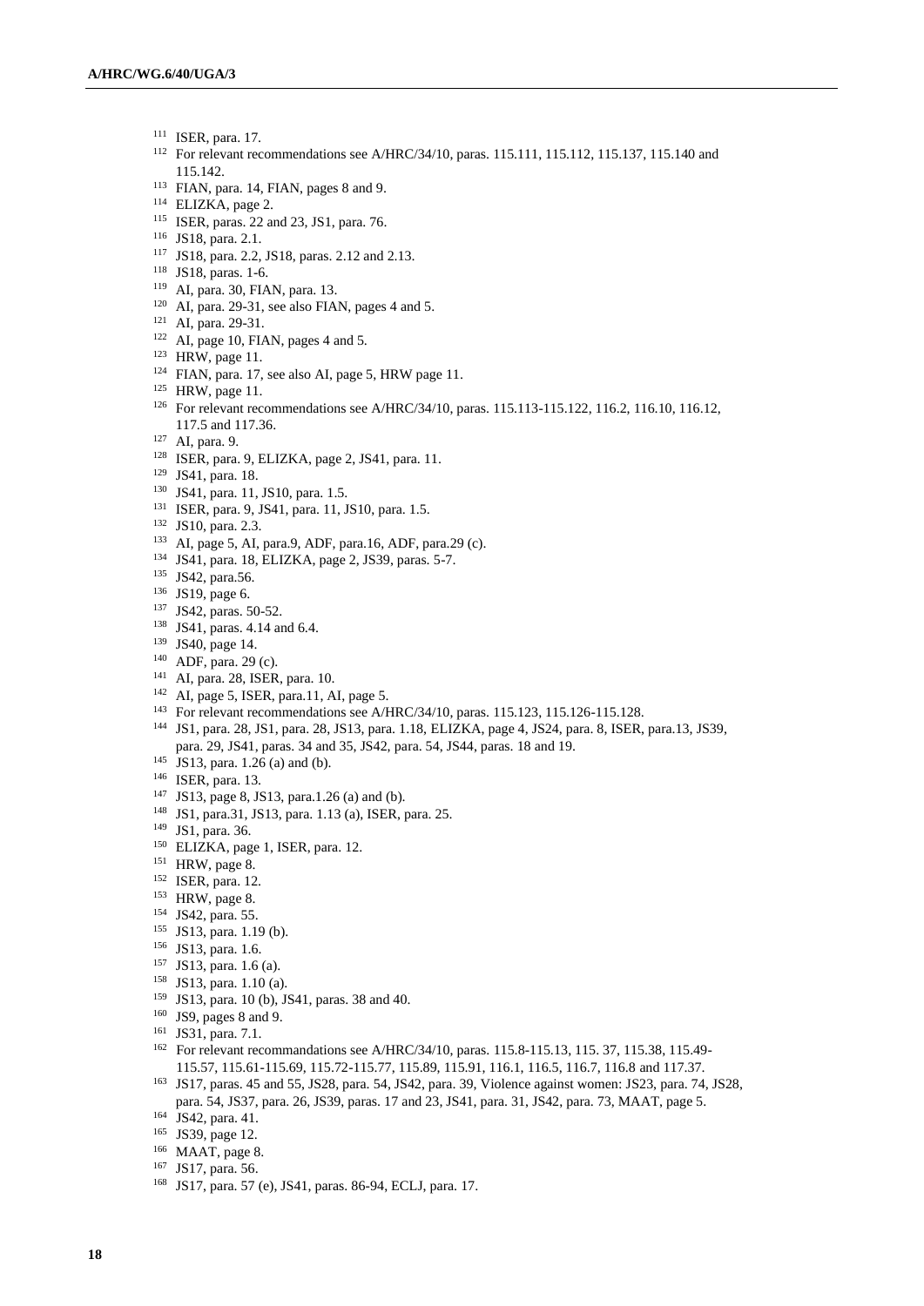[111] ISER, para. 17.

[112] For relevant recommendations see A/HRC/34/10, paras. 115.111, 115.112, 115.137, 115.140 and 115.142.

[113] FIAN, para. 14, FIAN, pages 8 and 9.

[114] ELIZKA, page 2.

[115] ISER, paras. 22 and 23, JS1, para. 76.

[116] JS18, para. 2.1.

[117] JS18, para. 2.2, JS18, paras. 2.12 and 2.13.

[118] JS18, paras. 1-6.

[119] AI, para. 30, FIAN, para. 13.

[120] AI, para. 29-31, see also FIAN, pages 4 and 5.

[121] AI, para. 29-31.

[122] AI, page 10, FIAN, pages 4 and 5.

[123] HRW, page 11.

[124] FIAN, para. 17, see also AI, page 5, HRW page 11.

[125] HRW, page 11.

[126] For relevant recommendations see A/HRC/34/10, paras. 115.113-115.122, 116.2, 116.10, 116.12, 117.5 and 117.36.

[127] AI, para. 9.

[128] ISER, para. 9, ELIZKA, page 2, JS41, para. 11.

[129] JS41, para. 18.

[130] JS41, para. 11, JS10, para. 1.5.

[131] ISER, para. 9, JS41, para. 11, JS10, para. 1.5.

[132] JS10, para. 2.3.

[133] AI, page 5, AI, para.9, ADF, para.16, ADF, para.29 (c).

[134] JS41, para. 18, ELIZKA, page 2, JS39, paras. 5-7.

[135] JS42, para.56.

[136] JS19, page 6.

[137] JS42, paras. 50-52.

[138] JS41, paras. 4.14 and 6.4.

[139] JS40, page 14.

[140] ADF, para. 29 (c).

[141] AI, para. 28, ISER, para. 10.

[142] AI, page 5, ISER, para.11, AI, page 5.

[143] For relevant recommendations see A/HRC/34/10, paras. 115.123, 115.126-115.128.

[144] JS1, para. 28, JS1, para. 28, JS13, para. 1.18, ELIZKA, page 4, JS24, para. 8, ISER, para.13, JS39, para. 29, JS41, paras. 34 and 35, JS42, para. 54, JS44, paras. 18 and 19.

[145] JS13, para. 1.26 (a) and (b).

[146] ISER, para. 13.

[147] JS13, page 8, JS13, para.1.26 (a) and (b).

[148] JS1, para.31, JS13, para. 1.13 (a), ISER, para. 25.

[149] JS1, para. 36.

[150] ELIZKA, page 1, ISER, para. 12.

[151] HRW, page 8.

[152] ISER, para. 12.

[153] HRW, page 8.

[154] JS42, para. 55.

[155] JS13, para. 1.19 (b).

[156] JS13, para. 1.6.

[157] JS13, para. 1.6 (a).

[158] JS13, para. 1.10 (a).

[159] JS13, para. 10 (b), JS41, paras. 38 and 40.

[160] JS9, pages 8 and 9.

[161] JS31, para. 7.1.

[162] For relevant recommandations see A/HRC/34/10, paras. 115.8-115.13, 115. 37, 115.38, 115.49-115.57, 115.61-115.69, 115.72-115.77, 115.89, 115.91, 116.1, 116.5, 116.7, 116.8 and 117.37.

[163] JS17, paras. 45 and 55, JS28, para. 54, JS42, para. 39, Violence against women: JS23, para. 74, JS28, para. 54, JS37, para. 26, JS39, paras. 17 and 23, JS41, para. 31, JS42, para. 73, MAAT, page 5.

[164] JS42, para. 41.

[165] JS39, page 12.

[166] MAAT, page 8.

[167] JS17, para. 56.

[168] JS17, para. 57 (e), JS41, paras. 86-94, ECLJ, para. 17.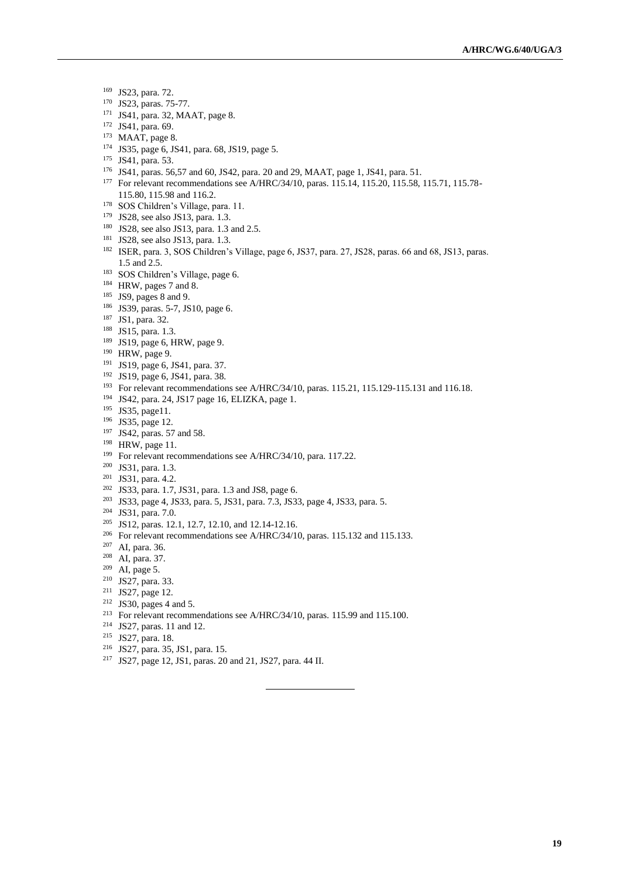[169] JS23, para. 72.
[170] JS23, paras. 75-77.
[171] JS41, para. 32, MAAT, page 8.
[172] JS41, para. 69.
[173] MAAT, page 8.
[174] JS35, page 6, JS41, para. 68, JS19, page 5.
[175] JS41, para. 53.
[176] JS41, paras. 56,57 and 60, JS42, para. 20 and 29, MAAT, page 1, JS41, para. 51.
[177] For relevant recommendations see A/HRC/34/10, paras. 115.14, 115.20, 115.58, 115.71, 115.78-115.80, 115.98 and 116.2.
[178] SOS Children's Village, para. 11.
[179] JS28, see also JS13, para. 1.3.
[180] JS28, see also JS13, para. 1.3 and 2.5.
[181] JS28, see also JS13, para. 1.3.
[182] ISER, para. 3, SOS Children's Village, page 6, JS37, para. 27, JS28, paras. 66 and 68, JS13, paras. 1.5 and 2.5.
[183] SOS Children's Village, page 6.
[184] HRW, pages 7 and 8.
[185] JS9, pages 8 and 9.
[186] JS39, paras. 5-7, JS10, page 6.
[187] JS1, para. 32.
[188] JS15, para. 1.3.
[189] JS19, page 6, HRW, page 9.
[190] HRW, page 9.
[191] JS19, page 6, JS41, para. 37.
[192] JS19, page 6, JS41, para. 38.
[193] For relevant recommendations see A/HRC/34/10, paras. 115.21, 115.129-115.131 and 116.18.
[194] JS42, para. 24, JS17 page 16, ELIZKA, page 1.
[195] JS35, page11.
[196] JS35, page 12.
[197] JS42, paras. 57 and 58.
[198] HRW, page 11.
[199] For relevant recommendations see A/HRC/34/10, para. 117.22.
[200] JS31, para. 1.3.
[201] JS31, para. 4.2.
[202] JS33, para. 1.7, JS31, para. 1.3 and JS8, page 6.
[203] JS33, page 4, JS33, para. 5, JS31, para. 7.3, JS33, page 4, JS33, para. 5.
[204] JS31, para. 7.0.
[205] JS12, paras. 12.1, 12.7, 12.10, and 12.14-12.16.
[206] For relevant recommendations see A/HRC/34/10, paras. 115.132 and 115.133.
[207] AI, para. 36.
[208] AI, para. 37.
[209] AI, page 5.
[210] JS27, para. 33.
[211] JS27, page 12.
[212] JS30, pages 4 and 5.
[213] For relevant recommendations see A/HRC/34/10, paras. 115.99 and 115.100.
[214] JS27, paras. 11 and 12.
[215] JS27, para. 18.
[216] JS27, para. 35, JS1, para. 15.
[217] JS27, page 12, JS1, paras. 20 and 21, JS27, para. 44 II.